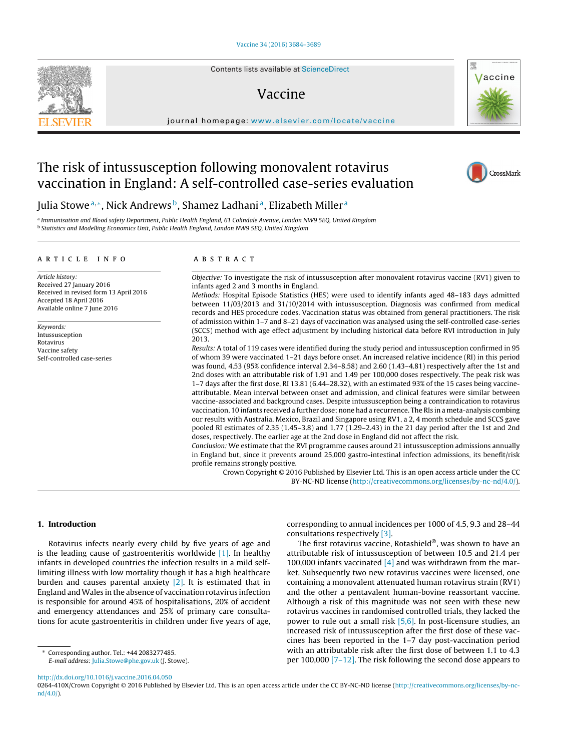# The risk of intussusception following monovalent rotavirus vaccination in England: A self-controlled case-series evaluation

Julia Stowe[a,*], Nick Andrews[b], Shamez Ladhani[a], Elizabeth Miller[a]

[a] Immunisation and Blood safety Department, Public Health England, 61 Colindale Avenue, London NW9 5EQ, United Kingdom
[b] Statistics and Modelling Economics Unit, Public Health England, London NW9 5EQ, United Kingdom

## ARTICLE INFO

*Article history:*
Received 27 January 2016
Received in revised form 13 April 2016
Accepted 18 April 2016
Available online 7 June 2016

*Keywords:*
Intussusception
Rotavirus
Vaccine safety
Self-controlled case-series

## ABSTRACT

*Objective:* To investigate the risk of intussusception after monovalent rotavirus vaccine (RV1) given to infants aged 2 and 3 months in England.

*Methods:* Hospital Episode Statistics (HES) were used to identify infants aged 48–183 days admitted between 11/03/2013 and 31/10/2014 with intussusception. Diagnosis was confirmed from medical records and HES procedure codes. Vaccination status was obtained from general practitioners. The risk of admission within 1–7 and 8–21 days of vaccination was analysed using the self-controlled case-series (SCCS) method with age effect adjustment by including historical data before RVI introduction in July 2013.

*Results:* A total of 119 cases were identified during the study period and intussusception confirmed in 95 of whom 39 were vaccinated 1–21 days before onset. An increased relative incidence (RI) in this period was found, 4.53 (95% confidence interval 2.34–8.58) and 2.60 (1.43–4.81) respectively after the 1st and 2nd doses with an attributable risk of 1.91 and 1.49 per 100,000 doses respectively. The peak risk was 1–7 days after the first dose, RI 13.81 (6.44–28.32), with an estimated 93% of the 15 cases being vaccine-attributable. Mean interval between onset and admission, and clinical features were similar between vaccine-associated and background cases. Despite intussusception being a contraindication to rotavirus vaccination, 10 infants received a further dose; none had a recurrence. The RIs in a meta-analysis combing our results with Australia, Mexico, Brazil and Singapore using RV1, a 2, 4 month schedule and SCCS gave pooled RI estimates of 2.35 (1.45–3.8) and 1.77 (1.29–2.43) in the 21 day period after the 1st and 2nd doses, respectively. The earlier age at the 2nd dose in England did not affect the risk.

*Conclusion:* We estimate that the RVI programme causes around 21 intussusception admissions annually in England but, since it prevents around 25,000 gastro-intestinal infection admissions, its benefit/risk profile remains strongly positive.

Crown Copyright © 2016 Published by Elsevier Ltd. This is an open access article under the CC BY-NC-ND license (http://creativecommons.org/licenses/by-nc-nd/4.0/).

## 1. Introduction

Rotavirus infects nearly every child by five years of age and is the leading cause of gastroenteritis worldwide [1]. In healthy infants in developed countries the infection results in a mild self-limiting illness with low mortality though it has a high healthcare burden and causes parental anxiety [2]. It is estimated that in England and Wales in the absence of vaccination rotavirus infection is responsible for around 45% of hospitalisations, 20% of accident and emergency attendances and 25% of primary care consultations for acute gastroenteritis in children under five years of age, corresponding to annual incidences per 1000 of 4.5, 9.3 and 28–44 consultations respectively [3].

The first rotavirus vaccine, Rotashield®, was shown to have an attributable risk of intussusception of between 10.5 and 21.4 per 100,000 infants vaccinated [4] and was withdrawn from the market. Subsequently two new rotavirus vaccines were licensed, one containing a monovalent attenuated human rotavirus strain (RV1) and the other a pentavalent human-bovine reassortant vaccine. Although a risk of this magnitude was not seen with these new rotavirus vaccines in randomised controlled trials, they lacked the power to rule out a small risk [5,6]. In post-licensure studies, an increased risk of intussusception after the first dose of these vaccines has been reported in the 1–7 day post-vaccination period with an attributable risk after the first dose of between 1.1 to 4.3 per 100,000 [7–12]. The risk following the second dose appears to

* Corresponding author. Tel.: +44 2083277485.
*E-mail address:* Julia.Stowe@phe.gov.uk (J. Stowe).

http://dx.doi.org/10.1016/j.vaccine.2016.04.050
0264-410X/Crown Copyright © 2016 Published by Elsevier Ltd. This is an open access article under the CC BY-NC-ND license (http://creativecommons.org/licenses/by-nc-nd/4.0/).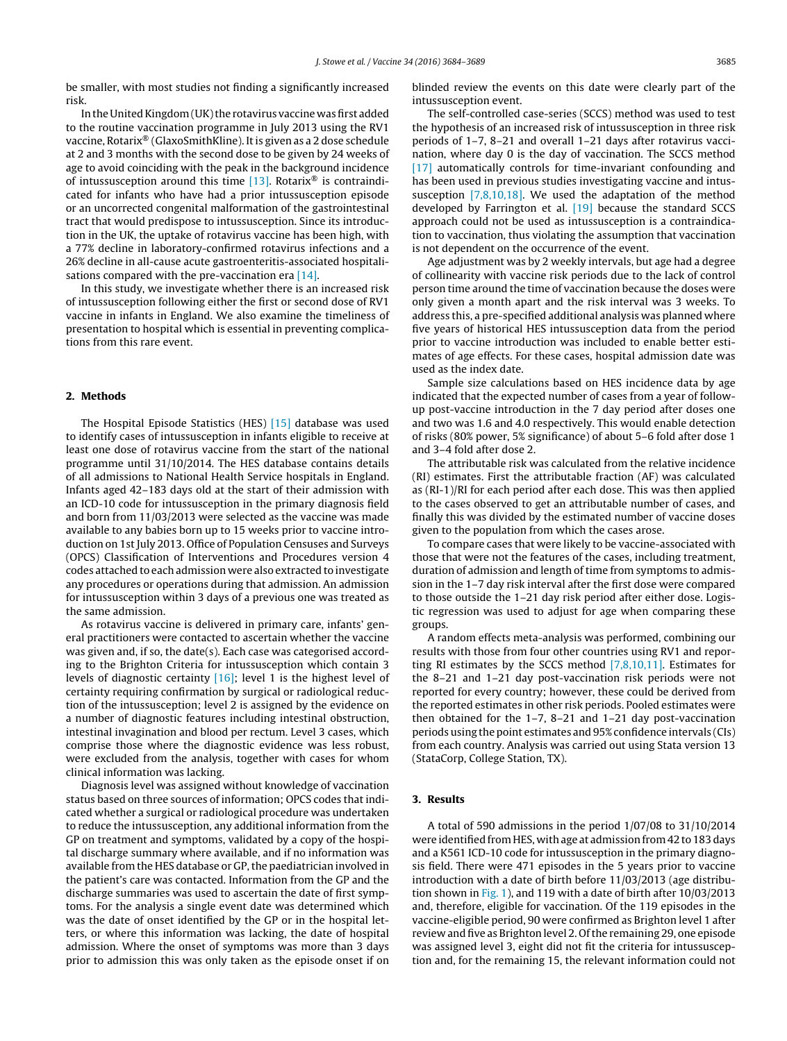be smaller, with most studies not finding a significantly increased risk.

In the United Kingdom (UK) the rotavirus vaccine was first added to the routine vaccination programme in July 2013 using the RV1 vaccine, Rotarix® (GlaxoSmithKline). It is given as a 2 dose schedule at 2 and 3 months with the second dose to be given by 24 weeks of age to avoid coinciding with the peak in the background incidence of intussusception around this time [13]. Rotarix® is contraindicated for infants who have had a prior intussusception episode or an uncorrected congenital malformation of the gastrointestinal tract that would predispose to intussusception. Since its introduction in the UK, the uptake of rotavirus vaccine has been high, with a 77% decline in laboratory-confirmed rotavirus infections and a 26% decline in all-cause acute gastroenteritis-associated hospitalisations compared with the pre-vaccination era [14].

In this study, we investigate whether there is an increased risk of intussusception following either the first or second dose of RV1 vaccine in infants in England. We also examine the timeliness of presentation to hospital which is essential in preventing complications from this rare event.

## 2. Methods

The Hospital Episode Statistics (HES) [15] database was used to identify cases of intussusception in infants eligible to receive at least one dose of rotavirus vaccine from the start of the national programme until 31/10/2014. The HES database contains details of all admissions to National Health Service hospitals in England. Infants aged 42–183 days old at the start of their admission with an ICD-10 code for intussusception in the primary diagnosis field and born from 11/03/2013 were selected as the vaccine was made available to any babies born up to 15 weeks prior to vaccine introduction on 1st July 2013. Office of Population Censuses and Surveys (OPCS) Classification of Interventions and Procedures version 4 codes attached to each admission were also extracted to investigate any procedures or operations during that admission. An admission for intussusception within 3 days of a previous one was treated as the same admission.

As rotavirus vaccine is delivered in primary care, infants' general practitioners were contacted to ascertain whether the vaccine was given and, if so, the date(s). Each case was categorised according to the Brighton Criteria for intussusception which contain 3 levels of diagnostic certainty [16]; level 1 is the highest level of certainty requiring confirmation by surgical or radiological reduction of the intussusception; level 2 is assigned by the evidence on a number of diagnostic features including intestinal obstruction, intestinal invagination and blood per rectum. Level 3 cases, which comprise those where the diagnostic evidence was less robust, were excluded from the analysis, together with cases for whom clinical information was lacking.

Diagnosis level was assigned without knowledge of vaccination status based on three sources of information; OPCS codes that indicated whether a surgical or radiological procedure was undertaken to reduce the intussusception, any additional information from the GP on treatment and symptoms, validated by a copy of the hospital discharge summary where available, and if no information was available from the HES database or GP, the paediatrician involved in the patient's care was contacted. Information from the GP and the discharge summaries was used to ascertain the date of first symptoms. For the analysis a single event date was determined which was the date of onset identified by the GP or in the hospital letters, or where this information was lacking, the date of hospital admission. Where the onset of symptoms was more than 3 days prior to admission this was only taken as the episode onset if on blinded review the events on this date were clearly part of the intussusception event.

The self-controlled case-series (SCCS) method was used to test the hypothesis of an increased risk of intussusception in three risk periods of 1–7, 8–21 and overall 1–21 days after rotavirus vaccination, where day 0 is the day of vaccination. The SCCS method [17] automatically controls for time-invariant confounding and has been used in previous studies investigating vaccine and intussusception [7,8,10,18]. We used the adaptation of the method developed by Farrington et al. [19] because the standard SCCS approach could not be used as intussusception is a contraindication to vaccination, thus violating the assumption that vaccination is not dependent on the occurrence of the event.

Age adjustment was by 2 weekly intervals, but age had a degree of collinearity with vaccine risk periods due to the lack of control person time around the time of vaccination because the doses were only given a month apart and the risk interval was 3 weeks. To address this, a pre-specified additional analysis was planned where five years of historical HES intussusception data from the period prior to vaccine introduction was included to enable better estimates of age effects. For these cases, hospital admission date was used as the index date.

Sample size calculations based on HES incidence data by age indicated that the expected number of cases from a year of follow-up post-vaccine introduction in the 7 day period after doses one and two was 1.6 and 4.0 respectively. This would enable detection of risks (80% power, 5% significance) of about 5–6 fold after dose 1 and 3–4 fold after dose 2.

The attributable risk was calculated from the relative incidence (RI) estimates. First the attributable fraction (AF) was calculated as (RI-1)/RI for each period after each dose. This was then applied to the cases observed to get an attributable number of cases, and finally this was divided by the estimated number of vaccine doses given to the population from which the cases arose.

To compare cases that were likely to be vaccine-associated with those that were not the features of the cases, including treatment, duration of admission and length of time from symptoms to admission in the 1–7 day risk interval after the first dose were compared to those outside the 1–21 day risk period after either dose. Logistic regression was used to adjust for age when comparing these groups.

A random effects meta-analysis was performed, combining our results with those from four other countries using RV1 and reporting RI estimates by the SCCS method [7,8,10,11]. Estimates for the 8–21 and 1–21 day post-vaccination risk periods were not reported for every country; however, these could be derived from the reported estimates in other risk periods. Pooled estimates were then obtained for the 1–7, 8–21 and 1–21 day post-vaccination periods using the point estimates and 95% confidence intervals (CIs) from each country. Analysis was carried out using Stata version 13 (StataCorp, College Station, TX).

## 3. Results

A total of 590 admissions in the period 1/07/08 to 31/10/2014 were identified from HES, with age at admission from 42 to 183 days and a K561 ICD-10 code for intussusception in the primary diagnosis field. There were 471 episodes in the 5 years prior to vaccine introduction with a date of birth before 11/03/2013 (age distribution shown in Fig. 1), and 119 with a date of birth after 10/03/2013 and, therefore, eligible for vaccination. Of the 119 episodes in the vaccine-eligible period, 90 were confirmed as Brighton level 1 after review and five as Brighton level 2. Of the remaining 29, one episode was assigned level 3, eight did not fit the criteria for intussusception and, for the remaining 15, the relevant information could not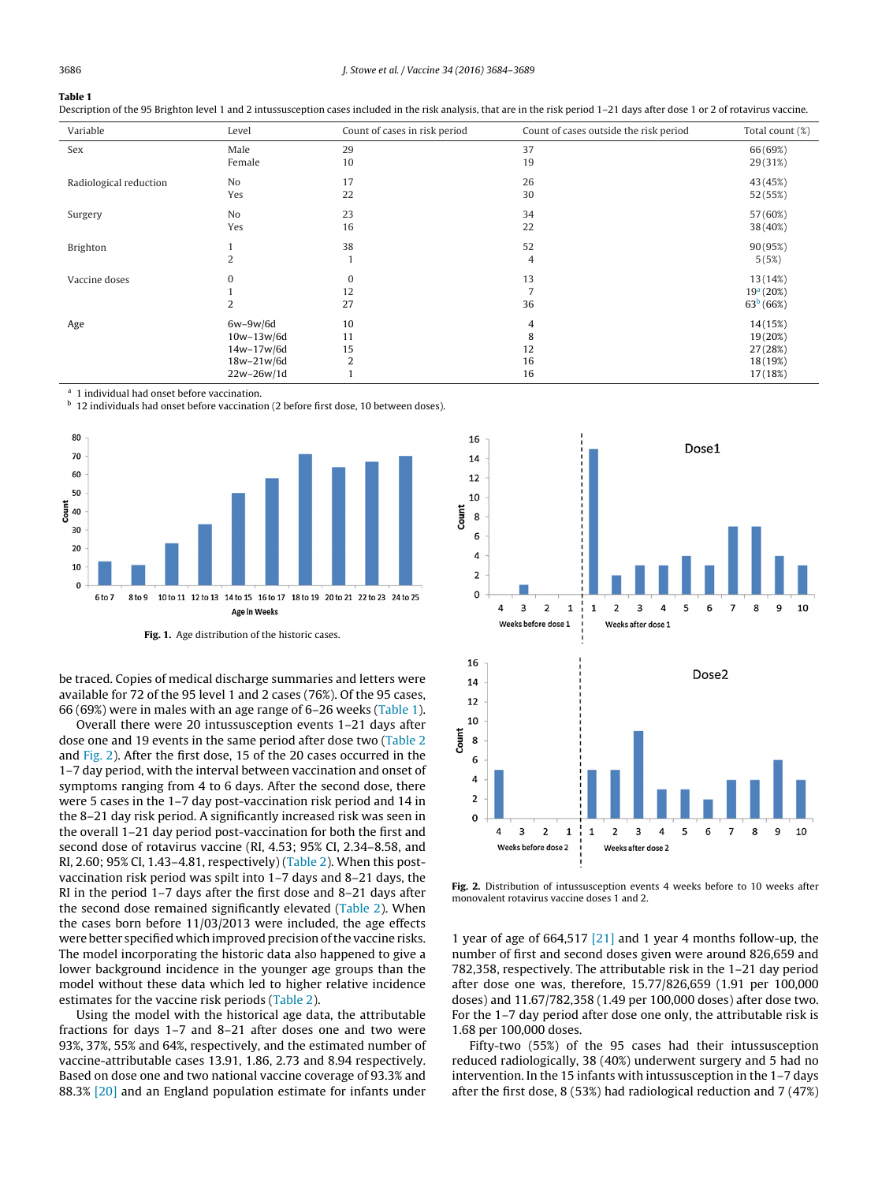**Table 1**
Description of the 95 Brighton level 1 and 2 intussusception cases included in the risk analysis, that are in the risk period 1–21 days after dose 1 or 2 of rotavirus vaccine.

| Variable | Level | Count of cases in risk period | Count of cases outside the risk period | Total count (%) |
|---|---|---|---|---|
| Sex | Male | 29 | 37 | 66 (69%) |
| | Female | 10 | 19 | 29 (31%) |
| Radiological reduction | No | 17 | 26 | 43 (45%) |
| | Yes | 22 | 30 | 52 (55%) |
| Surgery | No | 23 | 34 | 57 (60%) |
| | Yes | 16 | 22 | 38 (40%) |
| Brighton | 1 | 38 | 52 | 90 (95%) |
| | 2 | 1 | 4 | 5 (5%) |
| Vaccine doses | 0 | 0 | 13 | 13 (14%) |
| | 1 | 12 | 7 | 19[a] (20%) |
| | 2 | 27 | 36 | 63[b] (66%) |
| Age | 6w–9w/6d | 10 | 4 | 14 (15%) |
| | 10w–13w/6d | 11 | 8 | 19 (20%) |
| | 14w–17w/6d | 15 | 12 | 27 (28%) |
| | 18w–21w/6d | 2 | 16 | 18 (19%) |
| | 22w–26w/1d | 1 | 16 | 17 (18%) |

[a] 1 individual had onset before vaccination.
[b] 12 individuals had onset before vaccination (2 before first dose, 10 between doses).

**Fig. 1.** Age distribution of the historic cases.

**Fig. 2.** Distribution of intussusception events 4 weeks before to 10 weeks after monovalent rotavirus vaccine doses 1 and 2.

be traced. Copies of medical discharge summaries and letters were available for 72 of the 95 level 1 and 2 cases (76%). Of the 95 cases, 66 (69%) were in males with an age range of 6–26 weeks (Table 1).

Overall there were 20 intussusception events 1–21 days after dose one and 19 events in the same period after dose two (Table 2 and Fig. 2). After the first dose, 15 of the 20 cases occurred in the 1–7 day period, with the interval between vaccination and onset of symptoms ranging from 4 to 6 days. After the second dose, there were 5 cases in the 1–7 day post-vaccination risk period and 14 in the 8–21 day risk period. A significantly increased risk was seen in the overall 1–21 day period post-vaccination for both the first and second dose of rotavirus vaccine (RI, 4.53; 95% CI, 2.34–8.58, and RI, 2.60; 95% CI, 1.43–4.81, respectively) (Table 2). When this post-vaccination risk period was spilt into 1–7 days and 8–21 days, the RI in the period 1–7 days after the first dose and 8–21 days after the second dose remained significantly elevated (Table 2). When the cases born before 11/03/2013 were included, the age effects were better specified which improved precision of the vaccine risks. The model incorporating the historic data also happened to give a lower background incidence in the younger age groups than the model without these data which led to higher relative incidence estimates for the vaccine risk periods (Table 2).

Using the model with the historical age data, the attributable fractions for days 1–7 and 8–21 after doses one and two were 93%, 37%, 55% and 64%, respectively, and the estimated number of vaccine-attributable cases 13.91, 1.86, 2.73 and 8.94 respectively. Based on dose one and two national vaccine coverage of 93.3% and 88.3% [20] and an England population estimate for infants under 1 year of age of 664,517 [21] and 1 year 4 months follow-up, the number of first and second doses given were around 826,659 and 782,358, respectively. The attributable risk in the 1–21 day period after dose one was, therefore, 15.77/826,659 (1.91 per 100,000 doses) and 11.67/782,358 (1.49 per 100,000 doses) after dose two. For the 1–7 day period after dose one only, the attributable risk is 1.68 per 100,000 doses.

Fifty-two (55%) of the 95 cases had their intussusception reduced radiologically, 38 (40%) underwent surgery and 5 had no intervention. In the 15 infants with intussusception in the 1–7 days after the first dose, 8 (53%) had radiological reduction and 7 (47%)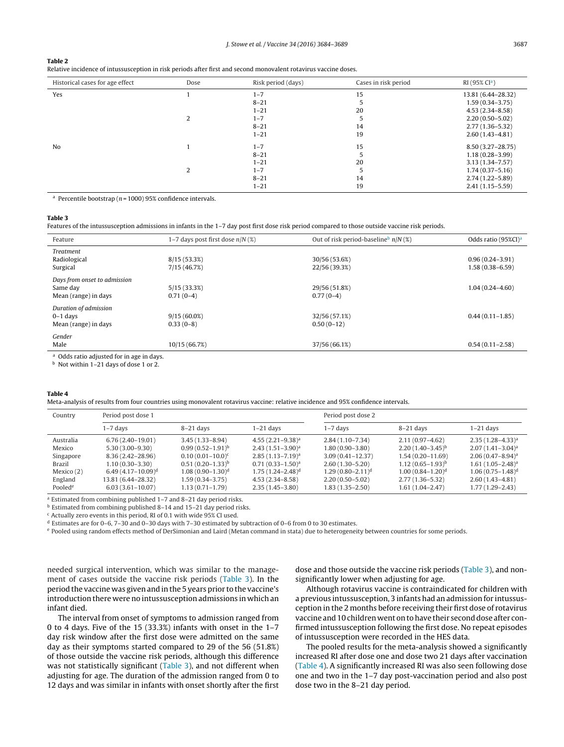**Table 2**
Relative incidence of intussusception in risk periods after first and second monovalent rotavirus vaccine doses.

| Historical cases for age effect | Dose | Risk period (days) | Cases in risk period | RI (95% CI[a]) |
|---|---|---|---|---|
| Yes | 1 | 1–7 | 15 | 13.81 (6.44–28.32) |
| | | 8–21 | 5 | 1.59 (0.34–3.75) |
| | | 1–21 | 20 | 4.53 (2.34–8.58) |
| | 2 | 1–7 | 5 | 2.20 (0.50–5.02) |
| | | 8–21 | 14 | 2.77 (1.36–5.32) |
| | | 1–21 | 19 | 2.60 (1.43–4.81) |
| No | 1 | 1–7 | 15 | 8.50 (3.27–28.75) |
| | | 8–21 | 5 | 1.18 (0.28–3.99) |
| | | 1–21 | 20 | 3.13 (1.34–7.57) |
| | 2 | 1–7 | 5 | 1.74 (0.37–5.16) |
| | | 8–21 | 14 | 2.74 (1.22–5.89) |
| | | 1–21 | 19 | 2.41 (1.15–5.59) |

[a] Percentile bootstrap ($n = 1000$) 95% confidence intervals.

**Table 3**
Features of the intussusception admissions in infants in the 1–7 day post first dose risk period compared to those outside vaccine risk periods.

| Feature | 1–7 days post first dose $n/N$ (%) | Out of risk period-baseline[b] $n/N$ (%) | Odds ratio (95%CI)[a] |
|---|---|---|---|
| *Treatment* | | | |
| Radiological | 8/15 (53.3%) | 30/56 (53.6%) | 0.96 (0.24–3.91) |
| Surgical | 7/15 (46.7%) | 22/56 (39.3%) | 1.58 (0.38–6.59) |
| *Days from onset to admission* | | | |
| Same day | 5/15 (33.3%) | 29/56 (51.8%) | 1.04 (0.24–4.60) |
| Mean (range) in days | 0.71 (0–4) | 0.77 (0–4) | |
| *Duration of admission* | | | |
| 0–1 days | 9/15 (60.0%) | 32/56 (57.1%) | 0.44 (0.11–1.85) |
| Mean (range) in days | 0.33 (0–8) | 0.50 (0–12) | |
| *Gender* | | | |
| Male | 10/15 (66.7%) | 37/56 (66.1%) | 0.54 (0.11–2.58) |

[a] Odds ratio adjusted for in age in days.
[b] Not within 1–21 days of dose 1 or 2.

**Table 4**
Meta-analysis of results from four countries using monovalent rotavirus vaccine: relative incidence and 95% confidence intervals.

| Country | Period post dose 1 | | | Period post dose 2 | | |
|---|---|---|---|---|---|---|
| | 1–7 days | 8–21 days | 1–21 days | 1–7 days | 8–21 days | 1–21 days |
| Australia | 6.76 (2.40–19.01) | 3.45 (1.33–8.94) | 4.55 (2.21–9.38)[a] | 2.84 (1.10–7.34) | 2.11 (0.97–4.62) | 2.35 (1.28–4.33)[a] |
| Mexico | 5.30 (3.00–9.30) | 0.99 (0.52–1.91)[b] | 2.43 (1.51–3.90)[a] | 1.80 (0.90–3.80) | 2.20 (1.40–3.45)[b] | 2.07 (1.41–3.04)[a] |
| Singapore | 8.36 (2.42–28.96) | 0.10 (0.01–10.0)[c] | 2.85 (1.13–7.19)[a] | 3.09 (0.41–12.37) | 1.54 (0.20–11.69) | 2.06 (0.47–8.94)[a] |
| Brazil | 1.10 (0.30–3.30) | 0.51 (0.20–1.33)[b] | 0.71 (0.33–1.50)[a] | 2.60 (1.30–5.20) | 1.12 (0.65–1.93)[b] | 1.61 (1.05–2.48)[a] |
| Mexico (2) | 6.49 (4.17–10.09)[d] | 1.08 (0.90–1.30)[d] | 1.75 (1.24–2.48)[d] | 1.29 (0.80–2.11)[d] | 1.00 (0.84–1.20)[d] | 1.06 (0.75–1.48)[d] |
| England | 13.81 (6.44–28.32) | 1.59 (0.34–3.75) | 4.53 (2.34–8.58) | 2.20 (0.50–5.02) | 2.77 (1.36–5.32) | 2.60 (1.43–4.81) |
| Pooled[e] | 6.03 (3.61–10.07) | 1.13 (0.71–1.79) | 2.35 (1.45–3.80) | 1.83 (1.35–2.50) | 1.61 (1.04–2.47) | 1.77 (1.29–2.43) |

[a] Estimated from combining published 1–7 and 8–21 day period risks.
[b] Estimated from combining published 8–14 and 15–21 day period risks.
[c] Actually zero events in this period, RI of 0.1 with wide 95% CI used.
[d] Estimates are for 0–6, 7–30 and 0–30 days with 7–30 estimated by subtraction of 0–6 from 0 to 30 estimates.
[e] Pooled using random effects method of DerSimonian and Laird (Metan command in stata) due to heterogeneity between countries for some periods.

needed surgical intervention, which was similar to the management of cases outside the vaccine risk periods (Table 3). In the period the vaccine was given and in the 5 years prior to the vaccine's introduction there were no intussusception admissions in which an infant died.

The interval from onset of symptoms to admission ranged from 0 to 4 days. Five of the 15 (33.3%) infants with onset in the 1–7 day risk window after the first dose were admitted on the same day as their symptoms started compared to 29 of the 56 (51.8%) of those outside the vaccine risk periods, although this difference was not statistically significant (Table 3), and not different when adjusting for age. The duration of the admission ranged from 0 to 12 days and was similar in infants with onset shortly after the first dose and those outside the vaccine risk periods (Table 3), and non-significantly lower when adjusting for age.

Although rotavirus vaccine is contraindicated for children with a previous intussusception, 3 infants had an admission for intussusception in the 2 months before receiving their first dose of rotavirus vaccine and 10 children went on to have their second dose after confirmed intussusception following the first dose. No repeat episodes of intussusception were recorded in the HES data.

The pooled results for the meta-analysis showed a significantly increased RI after dose one and dose two 21 days after vaccination (Table 4). A significantly increased RI was also seen following dose one and two in the 1–7 day post-vaccination period and also post dose two in the 8–21 day period.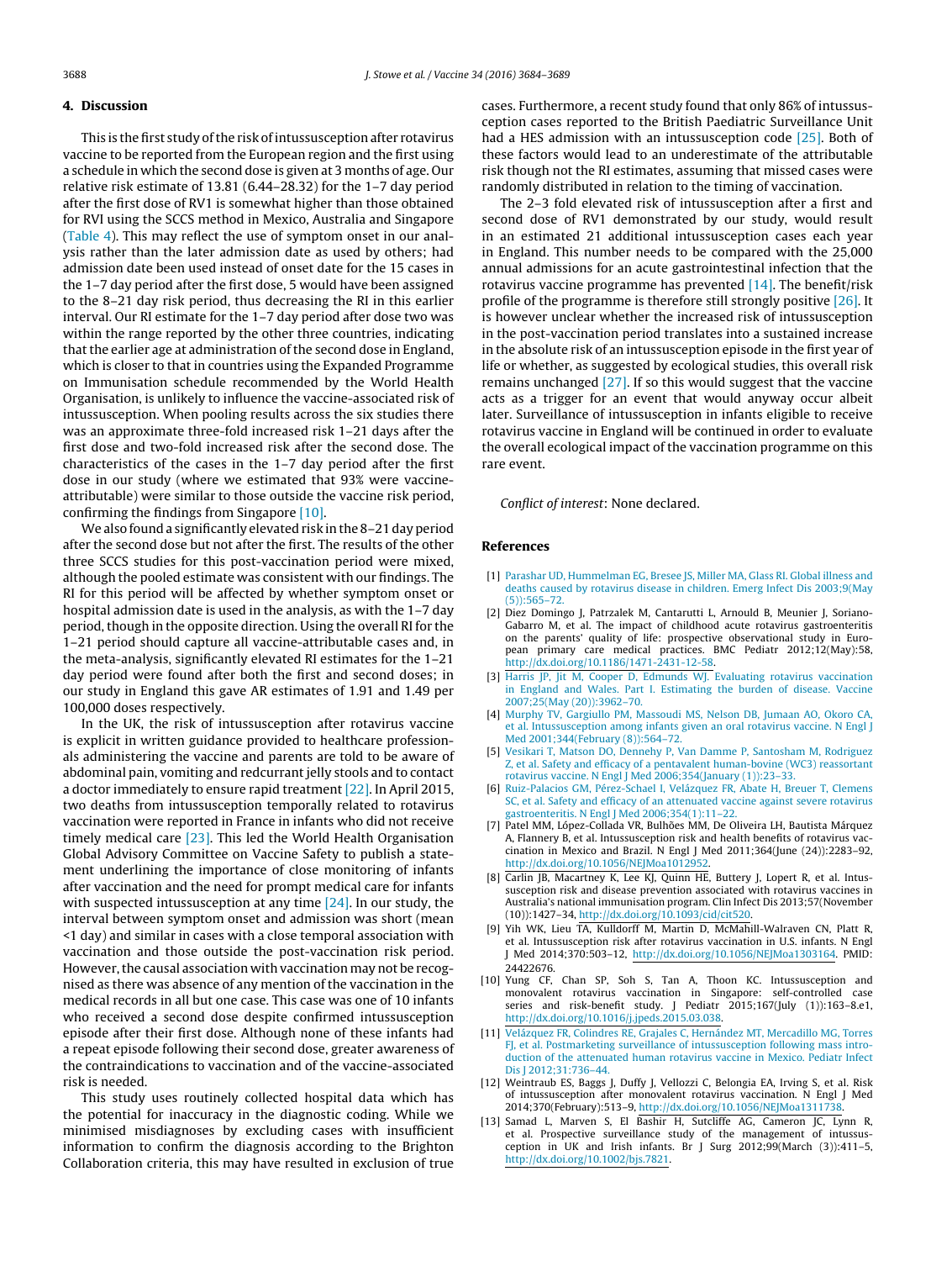## 4. Discussion

This is the first study of the risk of intussusception after rotavirus vaccine to be reported from the European region and the first using a schedule in which the second dose is given at 3 months of age. Our relative risk estimate of 13.81 (6.44–28.32) for the 1–7 day period after the first dose of RV1 is somewhat higher than those obtained for RVI using the SCCS method in Mexico, Australia and Singapore (Table 4). This may reflect the use of symptom onset in our analysis rather than the later admission date as used by others; had admission date been used instead of onset date for the 15 cases in the 1–7 day period after the first dose, 5 would have been assigned to the 8–21 day risk period, thus decreasing the RI in this earlier interval. Our RI estimate for the 1–7 day period after dose two was within the range reported by the other three countries, indicating that the earlier age at administration of the second dose in England, which is closer to that in countries using the Expanded Programme on Immunisation schedule recommended by the World Health Organisation, is unlikely to influence the vaccine-associated risk of intussusception. When pooling results across the six studies there was an approximate three-fold increased risk 1–21 days after the first dose and two-fold increased risk after the second dose. The characteristics of the cases in the 1–7 day period after the first dose in our study (where we estimated that 93% were vaccine-attributable) were similar to those outside the vaccine risk period, confirming the findings from Singapore [10].

We also found a significantly elevated risk in the 8–21 day period after the second dose but not after the first. The results of the other three SCCS studies for this post-vaccination period were mixed, although the pooled estimate was consistent with our findings. The RI for this period will be affected by whether symptom onset or hospital admission date is used in the analysis, as with the 1–7 day period, though in the opposite direction. Using the overall RI for the 1–21 period should capture all vaccine-attributable cases and, in the meta-analysis, significantly elevated RI estimates for the 1–21 day period were found after both the first and second doses; in our study in England this gave AR estimates of 1.91 and 1.49 per 100,000 doses respectively.

In the UK, the risk of intussusception after rotavirus vaccine is explicit in written guidance provided to healthcare professionals administering the vaccine and parents are told to be aware of abdominal pain, vomiting and redcurrant jelly stools and to contact a doctor immediately to ensure rapid treatment [22]. In April 2015, two deaths from intussusception temporally related to rotavirus vaccination were reported in France in infants who did not receive timely medical care [23]. This led the World Health Organisation Global Advisory Committee on Vaccine Safety to publish a statement underlining the importance of close monitoring of infants after vaccination and the need for prompt medical care for infants with suspected intussusception at any time [24]. In our study, the interval between symptom onset and admission was short (mean <1 day) and similar in cases with a close temporal association with vaccination and those outside the post-vaccination risk period. However, the causal association with vaccination may not be recognised as there was absence of any mention of the vaccination in the medical records in all but one case. This case was one of 10 infants who received a second dose despite confirmed intussusception episode after their first dose. Although none of these infants had a repeat episode following their second dose, greater awareness of the contraindications to vaccination and of the vaccine-associated risk is needed.

This study uses routinely collected hospital data which has the potential for inaccuracy in the diagnostic coding. While we minimised misdiagnoses by excluding cases with insufficient information to confirm the diagnosis according to the Brighton Collaboration criteria, this may have resulted in exclusion of true cases. Furthermore, a recent study found that only 86% of intussusception cases reported to the British Paediatric Surveillance Unit had a HES admission with an intussusception code [25]. Both of these factors would lead to an underestimate of the attributable risk though not the RI estimates, assuming that missed cases were randomly distributed in relation to the timing of vaccination.

The 2–3 fold elevated risk of intussusception after a first and second dose of RV1 demonstrated by our study, would result in an estimated 21 additional intussusception cases each year in England. This number needs to be compared with the 25,000 annual admissions for an acute gastrointestinal infection that the rotavirus vaccine programme has prevented [14]. The benefit/risk profile of the programme is therefore still strongly positive [26]. It is however unclear whether the increased risk of intussusception in the post-vaccination period translates into a sustained increase in the absolute risk of an intussusception episode in the first year of life or whether, as suggested by ecological studies, this overall risk remains unchanged [27]. If so this would suggest that the vaccine acts as a trigger for an event that would anyway occur albeit later. Surveillance of intussusception in infants eligible to receive rotavirus vaccine in England will be continued in order to evaluate the overall ecological impact of the vaccination programme on this rare event.

*Conflict of interest*: None declared.

## References

[1] Parashar UD, Hummelman EG, Bresee JS, Miller MA, Glass RI. Global illness and deaths caused by rotavirus disease in children. Emerg Infect Dis 2003;9(May (5)):565–72.

[2] Diez Domingo J, Patrzalek M, Cantarutti L, Arnould B, Meunier J, Soriano-Gabarro M, et al. The impact of childhood acute rotavirus gastroenteritis on the parents' quality of life: prospective observational study in European primary care medical practices. BMC Pediatr 2012;12(May):58, http://dx.doi.org/10.1186/1471-2431-12-58.

[3] Harris JP, Jit M, Cooper D, Edmunds WJ. Evaluating rotavirus vaccination in England and Wales. Part I. Estimating the burden of disease. Vaccine 2007;25(May (20)):3962–70.

[4] Murphy TV, Gargiullo PM, Massoudi MS, Nelson DB, Jumaan AO, Okoro CA, et al. Intussusception among infants given an oral rotavirus vaccine. N Engl J Med 2001;344(February (8)):564–72.

[5] Vesikari T, Matson DO, Dennehy P, Van Damme P, Santosham M, Rodriguez Z, et al. Safety and efficacy of a pentavalent human-bovine (WC3) reassortant rotavirus vaccine. N Engl J Med 2006;354(January (1)):23–33.

[6] Ruiz-Palacios GM, Pérez-Schael I, Velázquez FR, Abate H, Breuer T, Clemens SC, et al. Safety and efficacy of an attenuated vaccine against severe rotavirus gastroenteritis. N Engl J Med 2006;354(1):11–22.

[7] Patel MM, López-Collada VR, Bulhões MM, De Oliveira LH, Bautista Márquez A, Flannery B, et al. Intussusception risk and health benefits of rotavirus vaccination in Mexico and Brazil. N Engl J Med 2011;364(June (24)):2283–92, http://dx.doi.org/10.1056/NEJMoa1012952.

[8] Carlin JB, Macartney K, Lee KJ, Quinn HE, Buttery J, Lopert R, et al. Intussusception risk and disease prevention associated with rotavirus vaccines in Australia's national immunisation program. Clin Infect Dis 2013;57(November (10)):1427–34, http://dx.doi.org/10.1093/cid/cit520.

[9] Yih WK, Lieu TA, Kulldorff M, Martin D, McMahill-Walraven CN, Platt R, et al. Intussusception risk after rotavirus vaccination in U.S. infants. N Engl J Med 2014;370:503–12, http://dx.doi.org/10.1056/NEJMoa1303164. PMID: 24422676.

[10] Yung CF, Chan SP, Soh S, Tan A, Thoon KC. Intussusception and monovalent rotavirus vaccination in Singapore: self-controlled case series and risk-benefit study. J Pediatr 2015;167(July (1)):163–8.e1, http://dx.doi.org/10.1016/j.jpeds.2015.03.038.

[11] Velázquez FR, Colindres RE, Grajales C, Hernández MT, Mercadillo MG, Torres FJ, et al. Postmarketing surveillance of intussusception following mass introduction of the attenuated human rotavirus vaccine in Mexico. Pediatr Infect Dis J 2012;31:736–44.

[12] Weintraub ES, Baggs J, Duffy J, Vellozzi C, Belongia EA, Irving S, et al. Risk of intussusception after monovalent rotavirus vaccination. N Engl J Med 2014;370(February):513–9, http://dx.doi.org/10.1056/NEJMoa1311738.

[13] Samad L, Marven S, El Bashir H, Sutcliffe AG, Cameron JC, Lynn R, et al. Prospective surveillance study of the management of intussusception in UK and Irish infants. Br J Surg 2012;99(March (3)):411–5, http://dx.doi.org/10.1002/bjs.7821.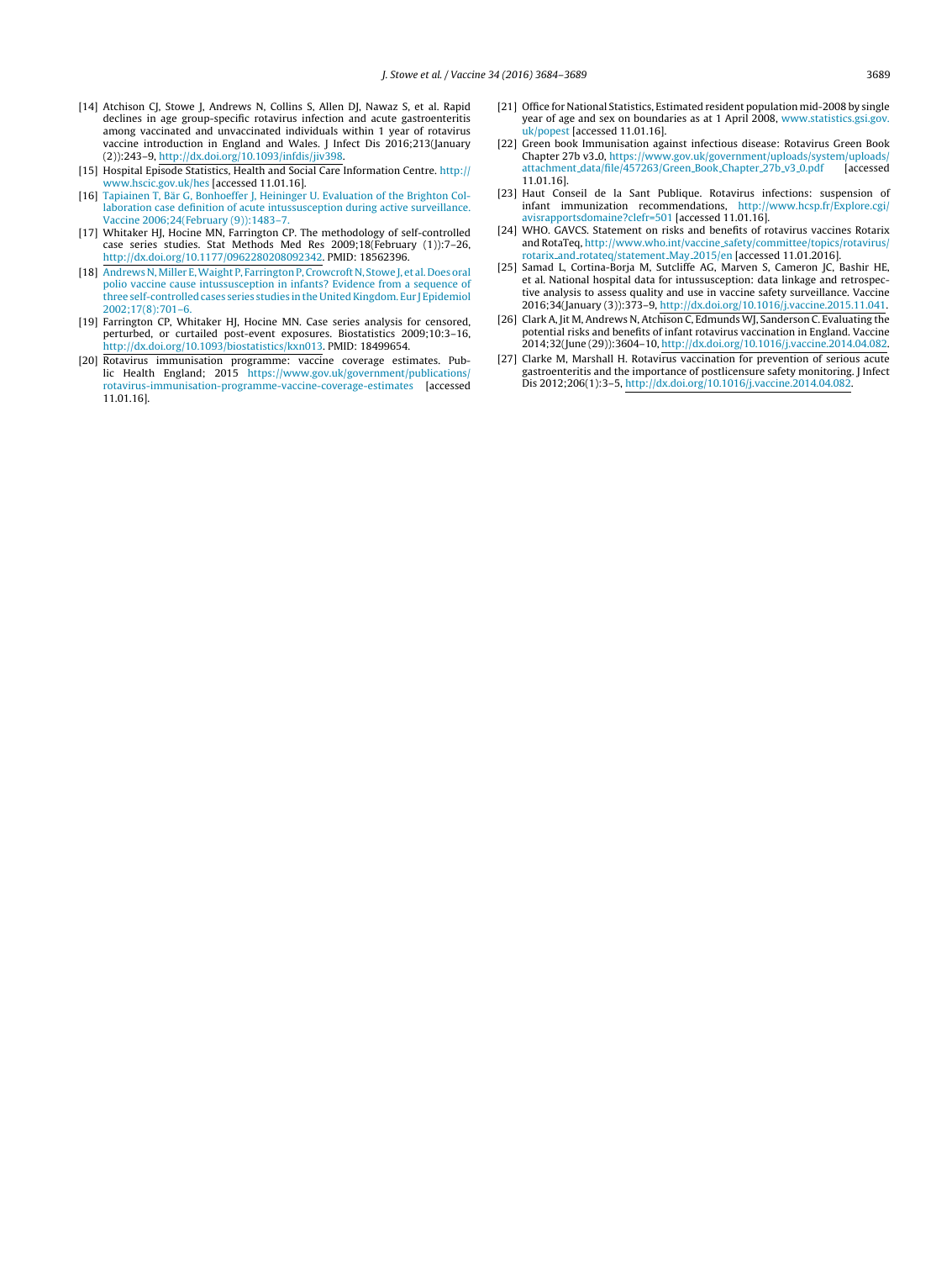[14] Atchison CJ, Stowe J, Andrews N, Collins S, Allen DJ, Nawaz S, et al. Rapid declines in age group-specific rotavirus infection and acute gastroenteritis among vaccinated and unvaccinated individuals within 1 year of rotavirus vaccine introduction in England and Wales. J Infect Dis 2016;213(January (2)):243–9, http://dx.doi.org/10.1093/infdis/jiv398.

[15] Hospital Episode Statistics, Health and Social Care Information Centre. http://www.hscic.gov.uk/hes [accessed 11.01.16].

[16] Tapiainen T, Bär G, Bonhoeffer J, Heininger U. Evaluation of the Brighton Collaboration case definition of acute intussusception during active surveillance. Vaccine 2006;24(February (9)):1483–7.

[17] Whitaker HJ, Hocine MN, Farrington CP. The methodology of self-controlled case series studies. Stat Methods Med Res 2009;18(February (1)):7–26, http://dx.doi.org/10.1177/0962280208092342. PMID: 18562396.

[18] Andrews N, Miller E, Waight P, Farrington P, Crowcroft N, Stowe J, et al. Does oral polio vaccine cause intussusception in infants? Evidence from a sequence of three self-controlled cases series studies in the United Kingdom. Eur J Epidemiol 2002;17(8):701–6.

[19] Farrington CP, Whitaker HJ, Hocine MN. Case series analysis for censored, perturbed, or curtailed post-event exposures. Biostatistics 2009;10:3–16, http://dx.doi.org/10.1093/biostatistics/kxn013. PMID: 18499654.

[20] Rotavirus immunisation programme: vaccine coverage estimates. Public Health England; 2015 https://www.gov.uk/government/publications/rotavirus-immunisation-programme-vaccine-coverage-estimates [accessed 11.01.16].

[21] Office for National Statistics, Estimated resident population mid-2008 by single year of age and sex on boundaries as at 1 April 2008, www.statistics.gsi.gov.uk/popest [accessed 11.01.16].

[22] Green book Immunisation against infectious disease: Rotavirus Green Book Chapter 27b v3_0, https://www.gov.uk/government/uploads/system/uploads/attachment_data/file/457263/Green_Book_Chapter_27b_v3_0.pdf [accessed 11.01.16].

[23] Haut Conseil de la Sant Publique. Rotavirus infections: suspension of infant immunization recommendations, http://www.hcsp.fr/Explore.cgi/avisrapportsdomaine?clefr=501 [accessed 11.01.16].

[24] WHO. GAVCS. Statement on risks and benefits of rotavirus vaccines Rotarix and RotaTeq, http://www.who.int/vaccine_safety/committee/topics/rotavirus/rotarix_and_rotateq/statement_May_2015/en [accessed 11.01.2016].

[25] Samad L, Cortina-Borja M, Sutcliffe AG, Marven S, Cameron JC, Bashir HE, et al. National hospital data for intussusception: data linkage and retrospective analysis to assess quality and use in vaccine safety surveillance. Vaccine 2016;34(January (3)):373–9, http://dx.doi.org/10.1016/j.vaccine.2015.11.041.

[26] Clark A, Jit M, Andrews N, Atchison C, Edmunds WJ, Sanderson C. Evaluating the potential risks and benefits of infant rotavirus vaccination in England. Vaccine 2014;32(June (29)):3604–10, http://dx.doi.org/10.1016/j.vaccine.2014.04.082.

[27] Clarke M, Marshall H. Rotavirus vaccination for prevention of serious acute gastroenteritis and the importance of postlicensure safety monitoring. J Infect Dis 2012;206(1):3–5, http://dx.doi.org/10.1016/j.vaccine.2014.04.082.